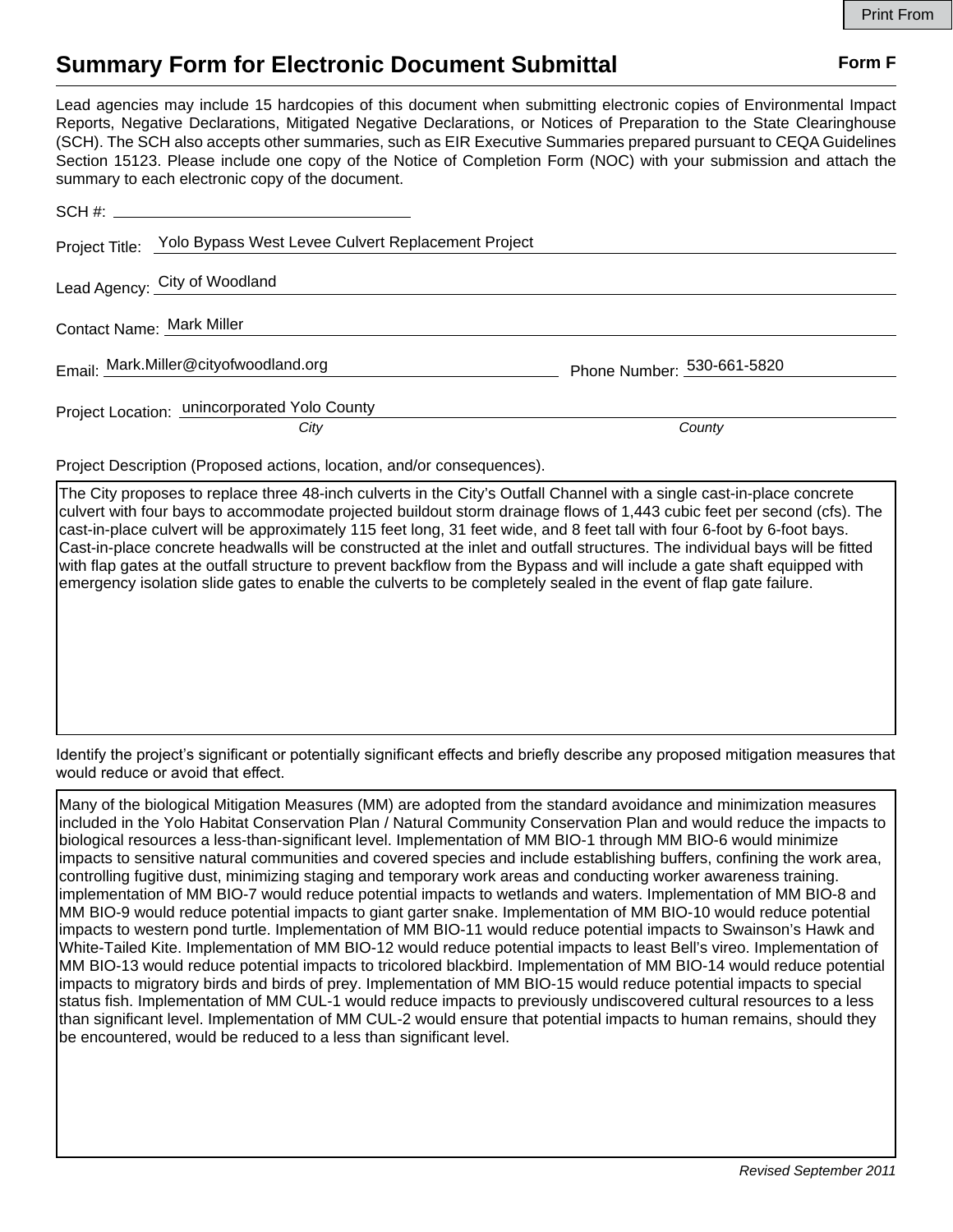# Summary Form for Electronic Document Submittal

**Form F**

Lead agencies may include 15 hardcopies of this document when submitting electronic copies of Environmental Impact Reports, Negative Declarations, Mitigated Negative Declarations, or Notices of Preparation to the State Clearinghouse (SCH). The SCH also accepts other summaries, such as EIR Executive Summaries prepared pursuant to CEQA Guidelines Section 15123. Please include one copy of the Notice of Completion Form (NOC) with your submission and attach the summary to each electronic copy of the document.

SCH #: 

Project Title: Yolo Bypass West Levee Culvert Replacement Project

Lead Agency: City of Woodland

Contact Name: Mark Miller

Email: Mark.Miller@cityofwoodland.org Phone Number: 530-661-5820

Project Location: unincorporated Yolo County

*City* *County*

Project Description (Proposed actions, location, and/or consequences).

The City proposes to replace three 48-inch culverts in the City's Outfall Channel with a single cast-in-place concrete culvert with four bays to accommodate projected buildout storm drainage flows of 1,443 cubic feet per second (cfs). The cast-in-place culvert will be approximately 115 feet long, 31 feet wide, and 8 feet tall with four 6-foot by 6-foot bays. Cast-in-place concrete headwalls will be constructed at the inlet and outfall structures. The individual bays will be fitted with flap gates at the outfall structure to prevent backflow from the Bypass and will include a gate shaft equipped with emergency isolation slide gates to enable the culverts to be completely sealed in the event of flap gate failure.

Identify the project's significant or potentially significant effects and briefly describe any proposed mitigation measures that would reduce or avoid that effect.

Many of the biological Mitigation Measures (MM) are adopted from the standard avoidance and minimization measures included in the Yolo Habitat Conservation Plan / Natural Community Conservation Plan and would reduce the impacts to biological resources a less-than-significant level. Implementation of MM BIO-1 through MM BIO-6 would minimize impacts to sensitive natural communities and covered species and include establishing buffers, confining the work area, controlling fugitive dust, minimizing staging and temporary work areas and conducting worker awareness training. implementation of MM BIO-7 would reduce potential impacts to wetlands and waters. Implementation of MM BIO-8 and MM BIO-9 would reduce potential impacts to giant garter snake. Implementation of MM BIO-10 would reduce potential impacts to western pond turtle. Implementation of MM BIO-11 would reduce potential impacts to Swainson's Hawk and White-Tailed Kite. Implementation of MM BIO-12 would reduce potential impacts to least Bell's vireo. Implementation of MM BIO-13 would reduce potential impacts to tricolored blackbird. Implementation of MM BIO-14 would reduce potential impacts to migratory birds and birds of prey. Implementation of MM BIO-15 would reduce potential impacts to special status fish. Implementation of MM CUL-1 would reduce impacts to previously undiscovered cultural resources to a less than significant level. Implementation of MM CUL-2 would ensure that potential impacts to human remains, should they be encountered, would be reduced to a less than significant level.

*Revised September 2011*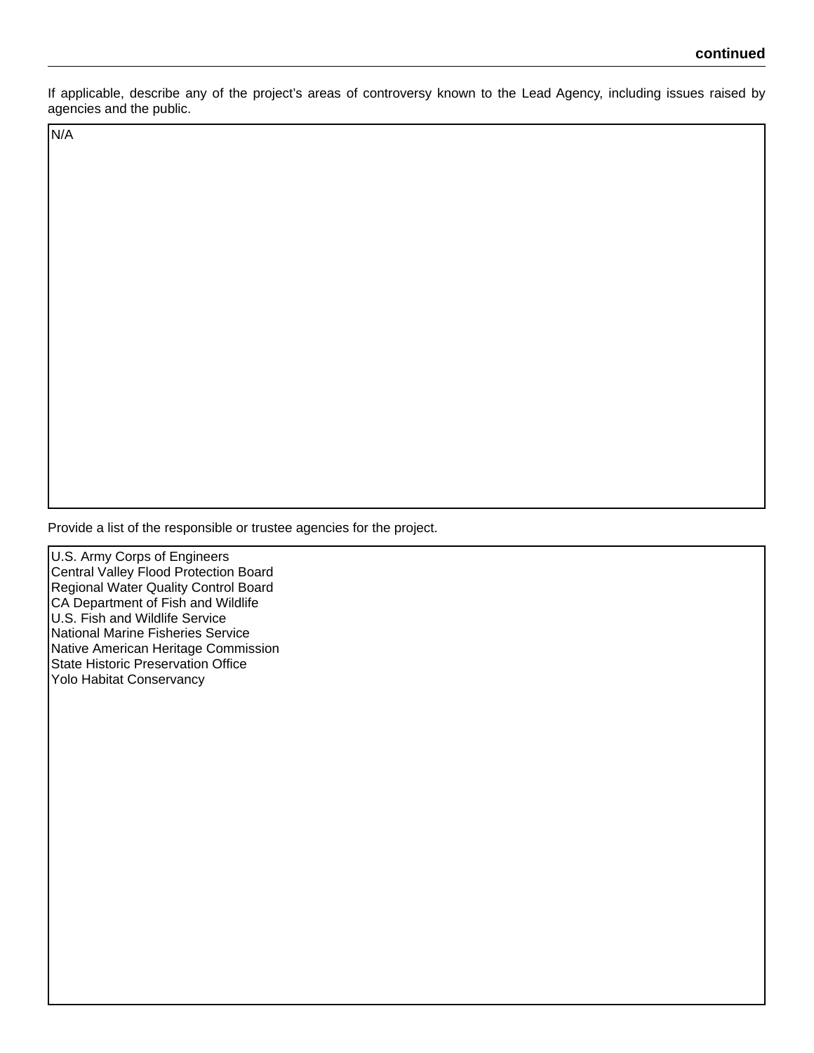**continued**

If applicable, describe any of the project's areas of controversy known to the Lead Agency, including issues raised by agencies and the public.

N/A

Provide a list of the responsible or trustee agencies for the project.

U.S. Army Corps of Engineers
Central Valley Flood Protection Board
Regional Water Quality Control Board
CA Department of Fish and Wildlife
U.S. Fish and Wildlife Service
National Marine Fisheries Service
Native American Heritage Commission
State Historic Preservation Office
Yolo Habitat Conservancy